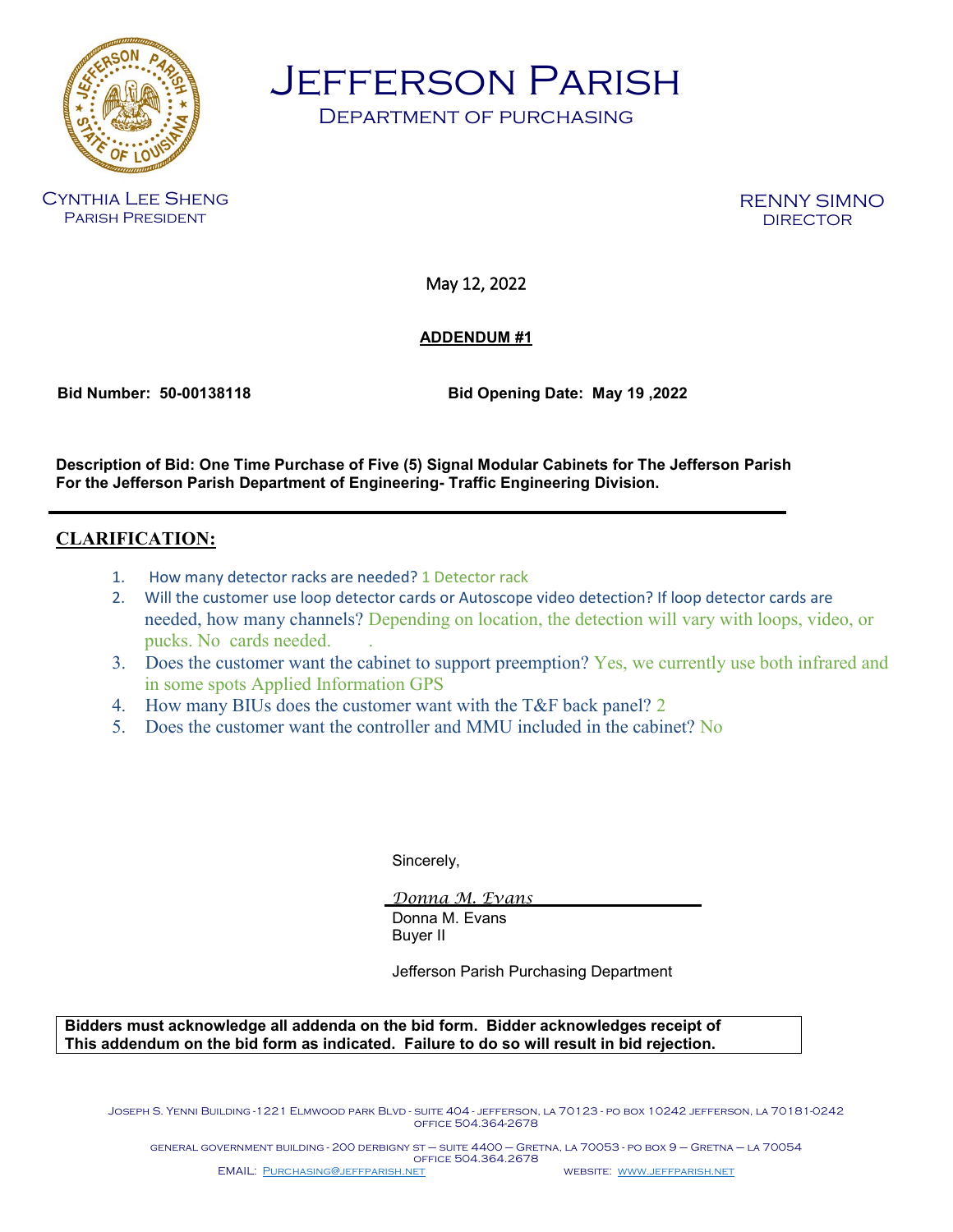# Jefferson Parish

## Department of purchasing

Cynthia Lee Sheng
Parish President

RENNY SIMNO
DIRECTOR

May 12, 2022

**ADDENDUM #1**

**Bid Number: 50-00138118** **Bid Opening Date: May 19 ,2022**

**Description of Bid: One Time Purchase of Five (5) Signal Modular Cabinets for The Jefferson Parish For the Jefferson Parish Department of Engineering- Traffic Engineering Division.**

---

## CLARIFICATION:

1. How many detector racks are needed? 1 Detector rack
2. Will the customer use loop detector cards or Autoscope video detection? If loop detector cards are needed, how many channels? Depending on location, the detection will vary with loops, video, or pucks. No cards needed. .
3. Does the customer want the cabinet to support preemption? Yes, we currently use both infrared and in some spots Applied Information GPS
4. How many BIUs does the customer want with the T&F back panel? 2
5. Does the customer want the controller and MMU included in the cabinet? No

Sincerely,

*Donna M. Evans*

Donna M. Evans
Buyer II

Jefferson Parish Purchasing Department

**Bidders must acknowledge all addenda on the bid form. Bidder acknowledges receipt of This addendum on the bid form as indicated. Failure to do so will result in bid rejection.**

Joseph S. Yenni Building -1221 Elmwood park Blvd - suite 404 - jefferson, la 70123 - po box 10242 jefferson, la 70181-0242
office 504.364-2678

general government building - 200 derbigny st – suite 4400 – Gretna, la 70053 - po box 9 – Gretna – la 70054
office 504.364.2678

EMAIL: Purchasing@jeffparish.net WEBSITE: www.jeffparish.net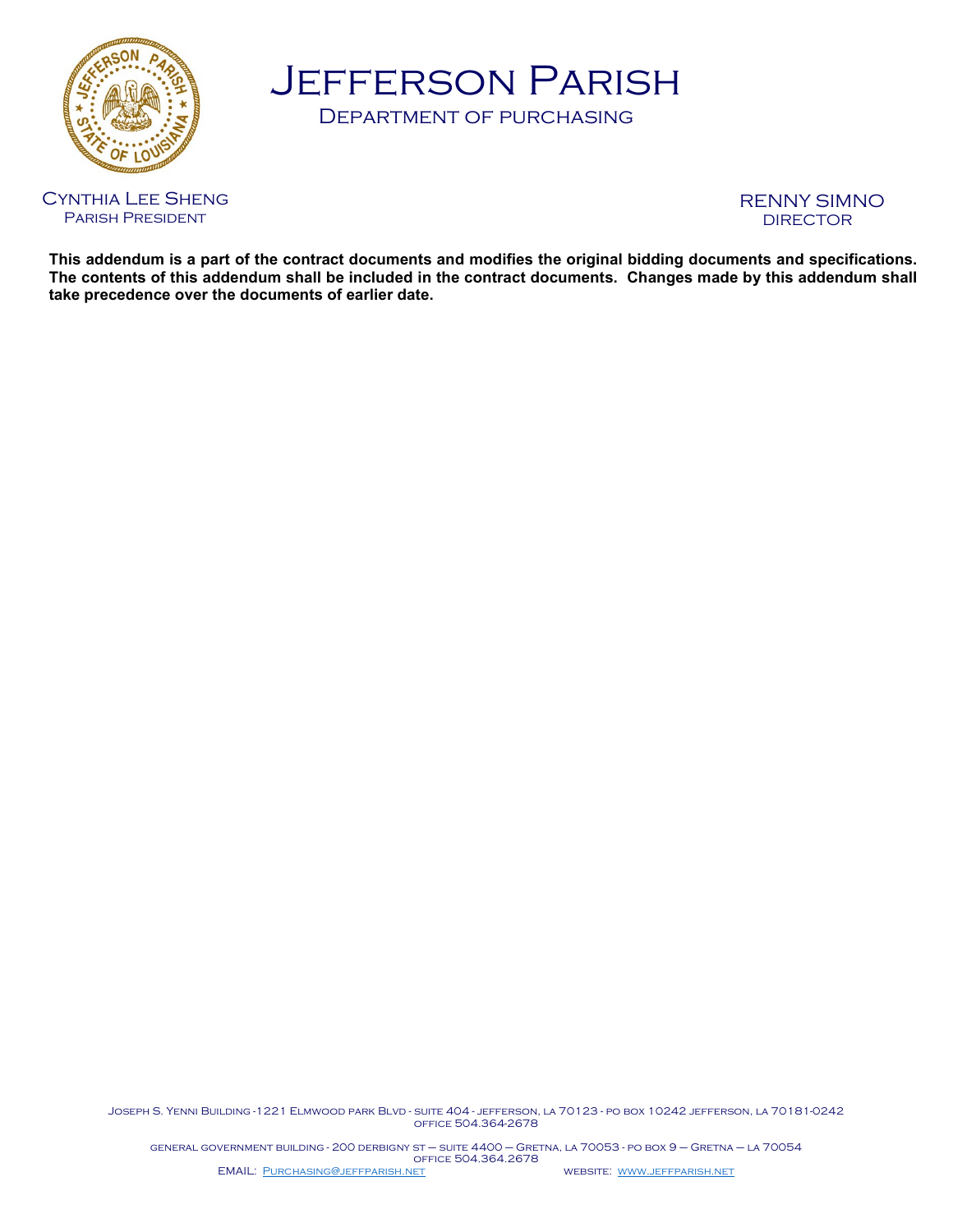# Jefferson Parish

## Department of purchasing

Cynthia Lee Sheng
Parish President

RENNY SIMNO
DIRECTOR

**This addendum is a part of the contract documents and modifies the original bidding documents and specifications. The contents of this addendum shall be included in the contract documents. Changes made by this addendum shall take precedence over the documents of earlier date.**

Joseph S. Yenni Building -1221 Elmwood park Blvd - suite 404 - jefferson, la 70123 - po box 10242 jefferson, la 70181-0242
office 504.364-2678

general government building - 200 derbigny st – suite 4400 – Gretna, la 70053 - po box 9 – Gretna – la 70054
office 504.364.2678
EMAIL: Purchasing@jeffparish.net website: www.jeffparish.net